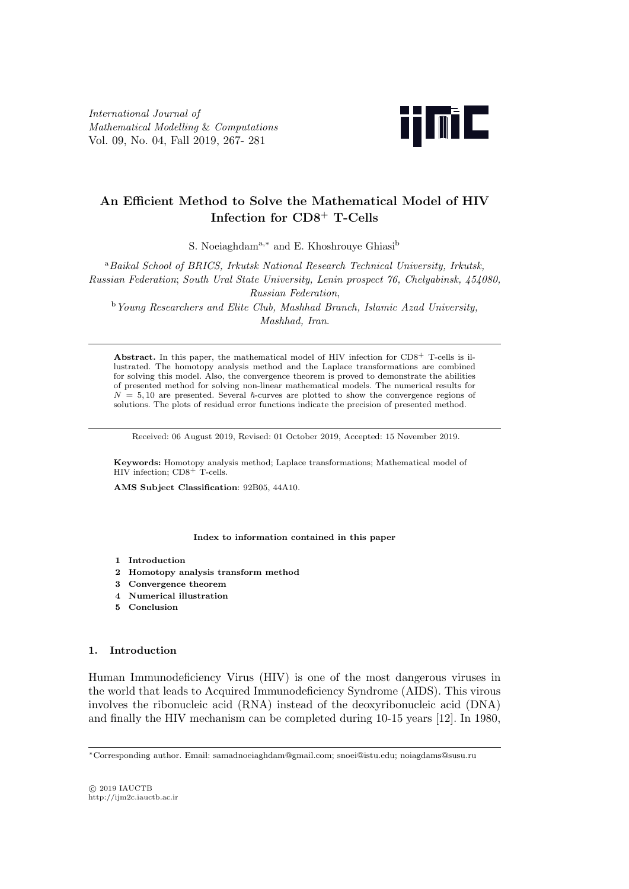# An Efficient Method to Solve the Mathematical Model of HIV Infection for CD8$^+$ T-Cells

S. Noeiaghdam[a,*] and E. Khoshrouye Ghiasi[b]

[a] *Baikal School of BRICS, Irkutsk National Research Technical University, Irkutsk, Russian Federation*; *South Ural State University, Lenin prospect 76, Chelyabinsk, 454080, Russian Federation*,

[b] *Young Researchers and Elite Club, Mashhad Branch, Islamic Azad University, Mashhad, Iran*.

---

**Abstract.** In this paper, the mathematical model of HIV infection for CD8$^+$ T-cells is illustrated. The homotopy analysis method and the Laplace transformations are combined for solving this model. Also, the convergence theorem is proved to demonstrate the abilities of presented method for solving non-linear mathematical models. The numerical results for $N = 5, 10$ are presented. Several $\hbar$-curves are plotted to show the convergence regions of solutions. The plots of residual error functions indicate the precision of presented method.

---

Received: 06 August 2019, Revised: 01 October 2019, Accepted: 15 November 2019.

**Keywords:** Homotopy analysis method; Laplace transformations; Mathematical model of HIV infection; CD8$^+$ T-cells.

**AMS Subject Classification**: 92B05, 44A10.

**Index to information contained in this paper**

1. **Introduction**
2. **Homotopy analysis transform method**
3. **Convergence theorem**
4. **Numerical illustration**
5. **Conclusion**

## 1. Introduction

Human Immunodeficiency Virus (HIV) is one of the most dangerous viruses in the world that leads to Acquired Immunodeficiency Syndrome (AIDS). This virous involves the ribonucleic acid (RNA) instead of the deoxyribonucleic acid (DNA) and finally the HIV mechanism can be completed during 10-15 years [12]. In 1980,

---

*Corresponding author. Email: samadnoeiaghdam@gmail.com; snoei@istu.edu; noiagdams@susu.ru

© 2019 IAUCTB
http://ijm2c.iauctb.ac.ir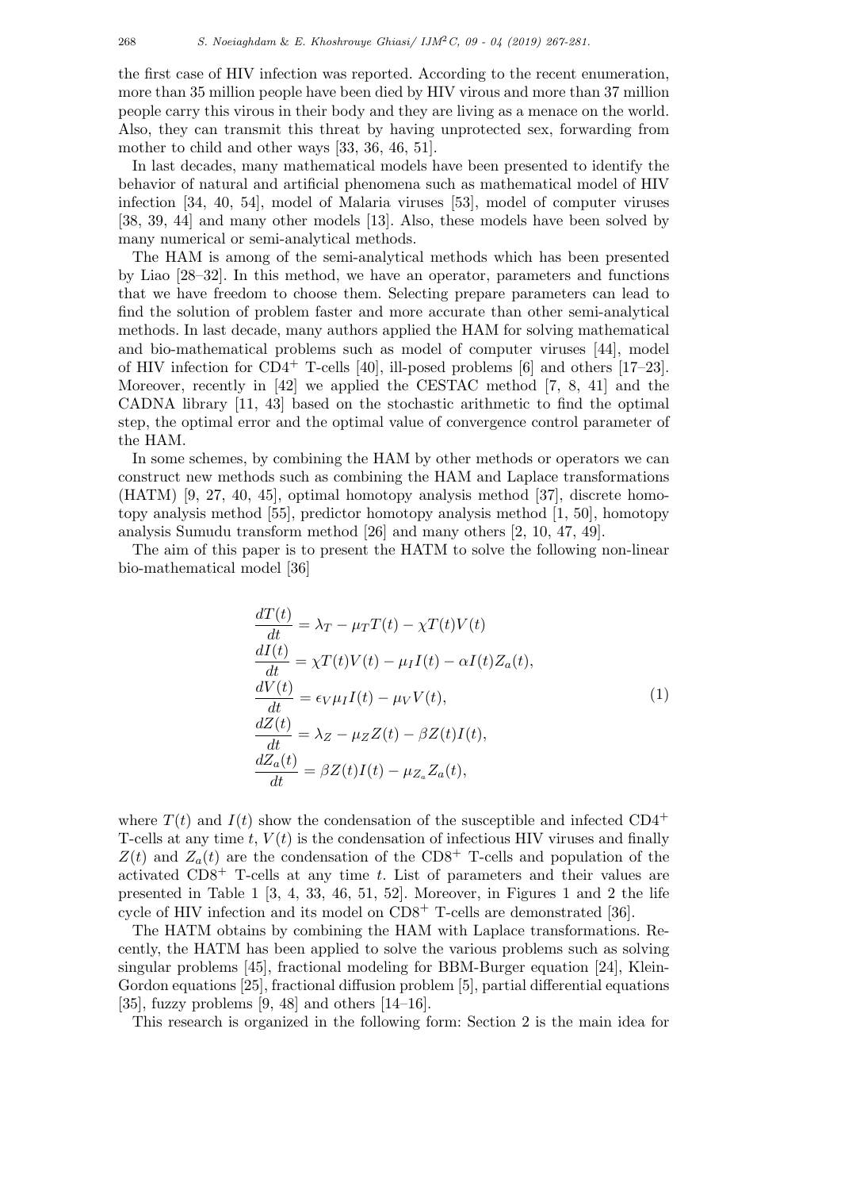the first case of HIV infection was reported. According to the recent enumeration, more than 35 million people have been died by HIV virous and more than 37 million people carry this virous in their body and they are living as a menace on the world. Also, they can transmit this threat by having unprotected sex, forwarding from mother to child and other ways [33, 36, 46, 51].

In last decades, many mathematical models have been presented to identify the behavior of natural and artificial phenomena such as mathematical model of HIV infection [34, 40, 54], model of Malaria viruses [53], model of computer viruses [38, 39, 44] and many other models [13]. Also, these models have been solved by many numerical or semi-analytical methods.

The HAM is among of the semi-analytical methods which has been presented by Liao [28–32]. In this method, we have an operator, parameters and functions that we have freedom to choose them. Selecting prepare parameters can lead to find the solution of problem faster and more accurate than other semi-analytical methods. In last decade, many authors applied the HAM for solving mathematical and bio-mathematical problems such as model of computer viruses [44], model of HIV infection for $CD4^+$ T-cells [40], ill-posed problems [6] and others [17–23]. Moreover, recently in [42] we applied the CESTAC method [7, 8, 41] and the CADNA library [11, 43] based on the stochastic arithmetic to find the optimal step, the optimal error and the optimal value of convergence control parameter of the HAM.

In some schemes, by combining the HAM by other methods or operators we can construct new methods such as combining the HAM and Laplace transformations (HATM) [9, 27, 40, 45], optimal homotopy analysis method [37], discrete homotopy analysis method [55], predictor homotopy analysis method [1, 50], homotopy analysis Sumudu transform method [26] and many others [2, 10, 47, 49].

The aim of this paper is to present the HATM to solve the following non-linear bio-mathematical model [36]

$$
\begin{aligned}
\frac{dT(t)}{dt} &= \lambda_T - \mu_T T(t) - \chi T(t)V(t) \\
\frac{dI(t)}{dt} &= \chi T(t)V(t) - \mu_I I(t) - \alpha I(t)Z_a(t), \\
\frac{dV(t)}{dt} &= \epsilon_V \mu_I I(t) - \mu_V V(t), \\
\frac{dZ(t)}{dt} &= \lambda_Z - \mu_Z Z(t) - \beta Z(t)I(t), \\
\frac{dZ_a(t)}{dt} &= \beta Z(t)I(t) - \mu_{Z_a} Z_a(t),
\end{aligned}
\tag{1}
$$

where $T(t)$ and $I(t)$ show the condensation of the susceptible and infected $CD4^+$ T-cells at any time $t$, $V(t)$ is the condensation of infectious HIV viruses and finally $Z(t)$ and $Z_a(t)$ are the condensation of the $CD8^+$ T-cells and population of the activated $CD8^+$ T-cells at any time $t$. List of parameters and their values are presented in Table 1 [3, 4, 33, 46, 51, 52]. Moreover, in Figures 1 and 2 the life cycle of HIV infection and its model on $CD8^+$ T-cells are demonstrated [36].

The HATM obtains by combining the HAM with Laplace transformations. Recently, the HATM has been applied to solve the various problems such as solving singular problems [45], fractional modeling for BBM-Burger equation [24], Klein-Gordon equations [25], fractional diffusion problem [5], partial differential equations [35], fuzzy problems [9, 48] and others [14–16].

This research is organized in the following form: Section 2 is the main idea for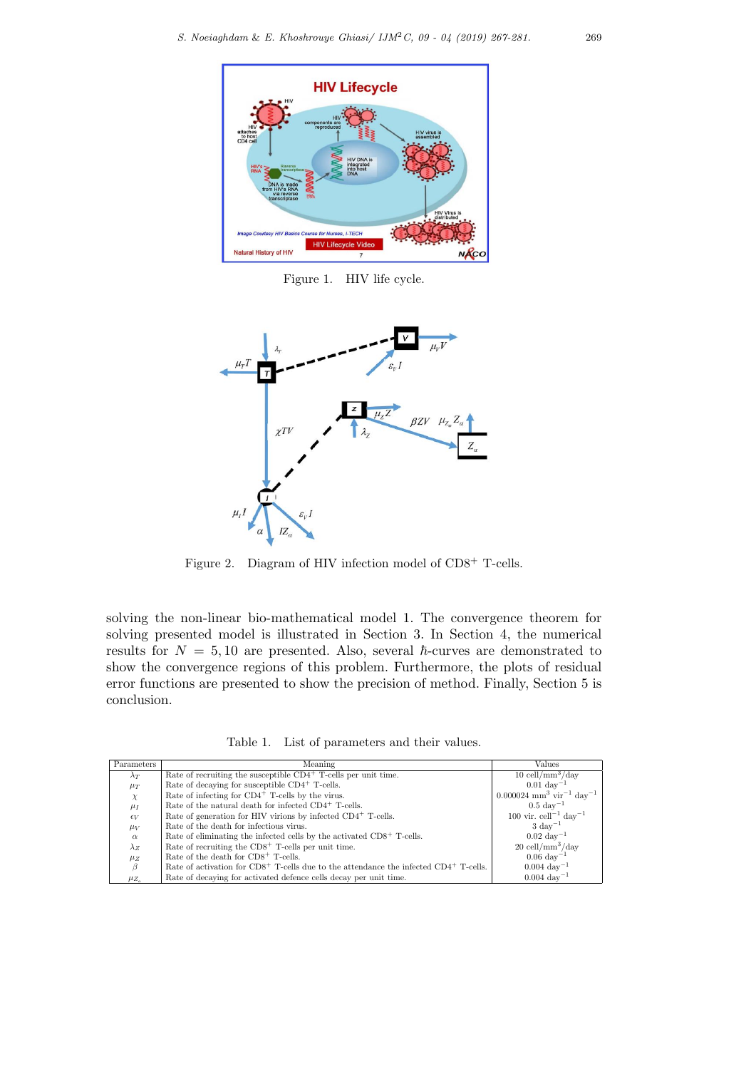Figure 1. HIV life cycle.

Figure 2. Diagram of HIV infection model of $CD8^+$ T-cells.

solving the non-linear bio-mathematical model 1. The convergence theorem for solving presented model is illustrated in Section 3. In Section 4, the numerical results for $N = 5, 10$ are presented. Also, several $\hbar$-curves are demonstrated to show the convergence regions of this problem. Furthermore, the plots of residual error functions are presented to show the precision of method. Finally, Section 5 is conclusion.

Table 1. List of parameters and their values.

| Parameters | Meaning | Values |
|---|---|---|
| $\lambda_T$ | Rate of recruiting the susceptible $CD4^+$ T-cells per unit time. | 10 cell/$mm^3$/day |
| $\mu_T$ | Rate of decaying for susceptible $CD4^+$ T-cells. | 0.01 $day^{-1}$ |
| $\chi$ | Rate of infecting for $CD4^+$ T-cells by the virus. | 0.000024 $mm^3$ $vir^{-1}$ $day^{-1}$ |
| $\mu_I$ | Rate of the natural death for infected $CD4^+$ T-cells. | 0.5 $day^{-1}$ |
| $\epsilon_V$ | Rate of generation for HIV virions by infected $CD4^+$ T-cells. | 100 vir. $cell^{-1}$ $day^{-1}$ |
| $\mu_V$ | Rate of the death for infectious virus. | 3 $day^{-1}$ |
| $\alpha$ | Rate of eliminating the infected cells by the activated $CD8^+$ T-cells. | 0.02 $day^{-1}$ |
| $\lambda_Z$ | Rate of recruiting the $CD8^+$ T-cells per unit time. | 20 cell/$mm^3$/day |
| $\mu_Z$ | Rate of the death for $CD8^+$ T-cells. | 0.06 $day^{-1}$ |
| $\beta$ | Rate of activation for $CD8^+$ T-cells due to the attendance the infected $CD4^+$ T-cells. | 0.004 $day^{-1}$ |
| $\mu_{Z_a}$ | Rate of decaying for activated defence cells decay per unit time. | 0.004 $day^{-1}$ |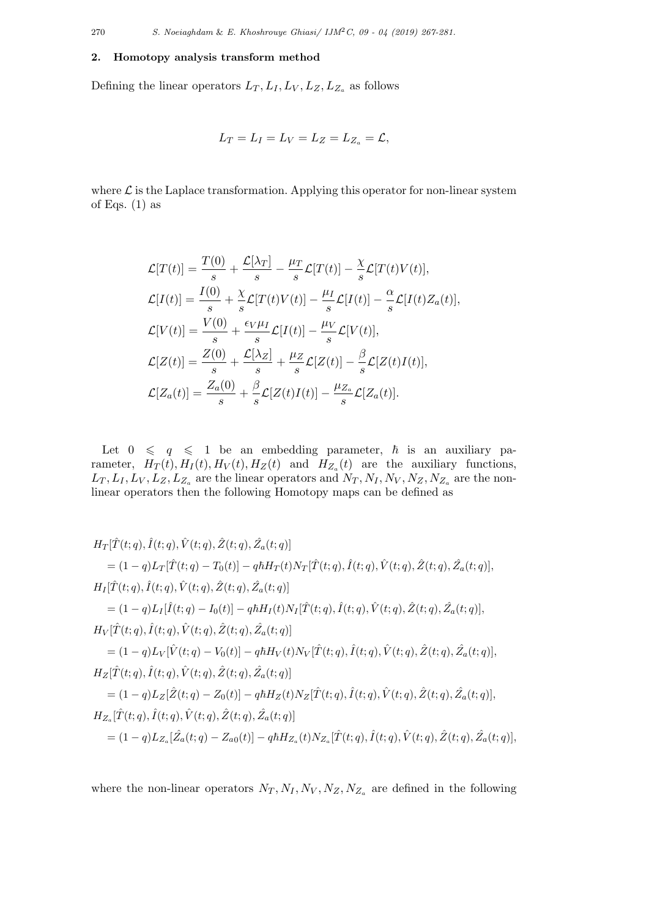## 2. Homotopy analysis transform method

Defining the linear operators $L_T, L_I, L_V, L_Z, L_{Z_a}$ as follows

$$L_T = L_I = L_V = L_Z = L_{Z_a} = \mathcal{L},$$

where $\mathcal{L}$ is the Laplace transformation. Applying this operator for non-linear system of Eqs. (1) as

$$\begin{aligned}
\mathcal{L}[T(t)] &= \frac{T(0)}{s} + \frac{\mathcal{L}[\lambda_T]}{s} - \frac{\mu_T}{s}\mathcal{L}[T(t)] - \frac{\chi}{s}\mathcal{L}[T(t)V(t)], \\
\mathcal{L}[I(t)] &= \frac{I(0)}{s} + \frac{\chi}{s}\mathcal{L}[T(t)V(t)] - \frac{\mu_I}{s}\mathcal{L}[I(t)] - \frac{\alpha}{s}\mathcal{L}[I(t)Z_a(t)], \\
\mathcal{L}[V(t)] &= \frac{V(0)}{s} + \frac{\epsilon_V \mu_I}{s}\mathcal{L}[I(t)] - \frac{\mu_V}{s}\mathcal{L}[V(t)], \\
\mathcal{L}[Z(t)] &= \frac{Z(0)}{s} + \frac{\mathcal{L}[\lambda_Z]}{s} + \frac{\mu_Z}{s}\mathcal{L}[Z(t)] - \frac{\beta}{s}\mathcal{L}[Z(t)I(t)], \\
\mathcal{L}[Z_a(t)] &= \frac{Z_a(0)}{s} + \frac{\beta}{s}\mathcal{L}[Z(t)I(t)] - \frac{\mu_{Z_a}}{s}\mathcal{L}[Z_a(t)].
\end{aligned}$$

Let $0 \leqslant q \leqslant 1$ be an embedding parameter, $\hbar$ is an auxiliary parameter, $H_T(t), H_I(t), H_V(t), H_Z(t)$ and $H_{Z_a}(t)$ are the auxiliary functions, $L_T, L_I, L_V, L_Z, L_{Z_a}$ are the linear operators and $N_T, N_I, N_V, N_Z, N_{Z_a}$ are the non-linear operators then the following Homotopy maps can be defined as

$$\begin{aligned}
& H_T[\hat{T}(t;q), \hat{I}(t;q), \hat{V}(t;q), \hat{Z}(t;q), \hat{Z}_a(t;q)] \\
&\quad = (1-q)L_T[\hat{T}(t;q) - T_0(t)] - q\hbar H_T(t) N_T[\hat{T}(t;q), \hat{I}(t;q), \hat{V}(t;q), \hat{Z}(t;q), \hat{Z}_a(t;q)], \\
& H_I[\hat{T}(t;q), \hat{I}(t;q), \hat{V}(t;q), \hat{Z}(t;q), \hat{Z}_a(t;q)] \\
&\quad = (1-q)L_I[\hat{I}(t;q) - I_0(t)] - q\hbar H_I(t) N_I[\hat{T}(t;q), \hat{I}(t;q), \hat{V}(t;q), \hat{Z}(t;q), \hat{Z}_a(t;q)], \\
& H_V[\hat{T}(t;q), \hat{I}(t;q), \hat{V}(t;q), \hat{Z}(t;q), \hat{Z}_a(t;q)] \\
&\quad = (1-q)L_V[\hat{V}(t;q) - V_0(t)] - q\hbar H_V(t) N_V[\hat{T}(t;q), \hat{I}(t;q), \hat{V}(t;q), \hat{Z}(t;q), \hat{Z}_a(t;q)], \\
& H_Z[\hat{T}(t;q), \hat{I}(t;q), \hat{V}(t;q), \hat{Z}(t;q), \hat{Z}_a(t;q)] \\
&\quad = (1-q)L_Z[\hat{Z}(t;q) - Z_0(t)] - q\hbar H_Z(t) N_Z[\hat{T}(t;q), \hat{I}(t;q), \hat{V}(t;q), \hat{Z}(t;q), \hat{Z}_a(t;q)], \\
& H_{Z_a}[\hat{T}(t;q), \hat{I}(t;q), \hat{V}(t;q), \hat{Z}(t;q), \hat{Z}_a(t;q)] \\
&\quad = (1-q)L_{Z_a}[\hat{Z}_a(t;q) - Z_{a0}(t)] - q\hbar H_{Z_a}(t) N_{Z_a}[\hat{T}(t;q), \hat{I}(t;q), \hat{V}(t;q), \hat{Z}(t;q), \hat{Z}_a(t;q)],
\end{aligned}$$

where the non-linear operators $N_T, N_I, N_V, N_Z, N_{Z_a}$ are defined in the following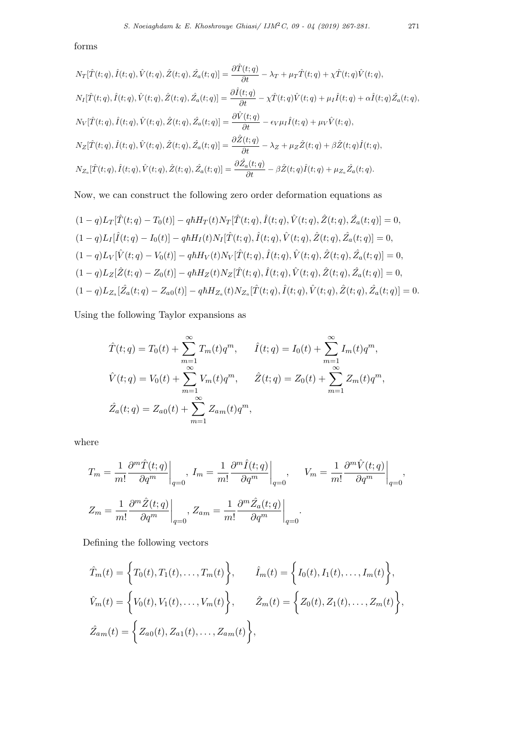forms

$$N_T[\hat{T}(t;q), \hat{I}(t;q), \hat{V}(t;q), \hat{Z}(t;q), \hat{Z}_a(t;q)] = \frac{\partial \hat{T}(t;q)}{\partial t} - \lambda_T + \mu_T \hat{T}(t;q) + \chi \hat{T}(t;q)\hat{V}(t;q),$$

$$N_I[\hat{T}(t;q), \hat{I}(t;q), \hat{V}(t;q), \hat{Z}(t;q), \hat{Z}_a(t;q)] = \frac{\partial \hat{I}(t;q)}{\partial t} - \chi \hat{T}(t;q)\hat{V}(t;q) + \mu_I \hat{I}(t;q) + \alpha \hat{I}(t;q)\hat{Z}_a(t;q),$$

$$N_V[\hat{T}(t;q), \hat{I}(t;q), \hat{V}(t;q), \hat{Z}(t;q), \hat{Z}_a(t;q)] = \frac{\partial \hat{V}(t;q)}{\partial t} - \epsilon_V \mu_I \hat{I}(t;q) + \mu_V \hat{V}(t;q),$$

$$N_Z[\hat{T}(t;q), \hat{I}(t;q), \hat{V}(t;q), \hat{Z}(t;q), \hat{Z}_a(t;q)] = \frac{\partial \hat{Z}(t;q)}{\partial t} - \lambda_Z + \mu_Z \hat{Z}(t;q) + \beta \hat{Z}(t;q)\hat{I}(t;q),$$

$$N_{Z_a}[\hat{T}(t;q), \hat{I}(t;q), \hat{V}(t;q), \hat{Z}(t;q), \hat{Z}_a(t;q)] = \frac{\partial \hat{Z}_a(t;q)}{\partial t} - \beta \hat{Z}(t;q)\hat{I}(t;q) + \mu_{Z_a} \hat{Z}_a(t;q).$$

Now, we can construct the following zero order deformation equations as

$$(1-q)L_T[\hat{T}(t;q) - T_0(t)] - q\hbar H_T(t) N_T[\hat{T}(t;q), \hat{I}(t;q), \hat{V}(t;q), \hat{Z}(t;q), \hat{Z}_a(t;q)] = 0,$$
$$(1-q)L_I[\hat{I}(t;q) - I_0(t)] - q\hbar H_I(t) N_I[\hat{T}(t;q), \hat{I}(t;q), \hat{V}(t;q), \hat{Z}(t;q), \hat{Z}_a(t;q)] = 0,$$
$$(1-q)L_V[\hat{V}(t;q) - V_0(t)] - q\hbar H_V(t) N_V[\hat{T}(t;q), \hat{I}(t;q), \hat{V}(t;q), \hat{Z}(t;q), \hat{Z}_a(t;q)] = 0,$$
$$(1-q)L_Z[\hat{Z}(t;q) - Z_0(t)] - q\hbar H_Z(t) N_Z[\hat{T}(t;q), \hat{I}(t;q), \hat{V}(t;q), \hat{Z}(t;q), \hat{Z}_a(t;q)] = 0,$$
$$(1-q)L_{Z_a}[\hat{Z}_a(t;q) - Z_{a0}(t)] - q\hbar H_{Z_a}(t) N_{Z_a}[\hat{T}(t;q), \hat{I}(t;q), \hat{V}(t;q), \hat{Z}(t;q), \hat{Z}_a(t;q)] = 0.$$

Using the following Taylor expansions as

$$\hat{T}(t;q) = T_0(t) + \sum_{m=1}^{\infty} T_m(t) q^m, \qquad \hat{I}(t;q) = I_0(t) + \sum_{m=1}^{\infty} I_m(t) q^m,$$
$$\hat{V}(t;q) = V_0(t) + \sum_{m=1}^{\infty} V_m(t) q^m, \qquad \hat{Z}(t;q) = Z_0(t) + \sum_{m=1}^{\infty} Z_m(t) q^m,$$
$$\hat{Z}_a(t;q) = Z_{a0}(t) + \sum_{m=1}^{\infty} Z_{am}(t) q^m,$$

where

$$T_m = \frac{1}{m!} \frac{\partial^m \hat{T}(t;q)}{\partial q^m}\bigg|_{q=0}, \; I_m = \frac{1}{m!} \frac{\partial^m \hat{I}(t;q)}{\partial q^m}\bigg|_{q=0}, \qquad V_m = \frac{1}{m!} \frac{\partial^m \hat{V}(t;q)}{\partial q^m}\bigg|_{q=0},$$

$$Z_m = \frac{1}{m!} \frac{\partial^m \hat{Z}(t;q)}{\partial q^m}\bigg|_{q=0}, \; Z_{am} = \frac{1}{m!} \frac{\partial^m \hat{Z}_a(t;q)}{\partial q^m}\bigg|_{q=0}.$$

Defining the following vectors

$$\hat{T}_m(t) = \left\{ T_0(t), T_1(t), \ldots, T_m(t) \right\}, \qquad \hat{I}_m(t) = \left\{ I_0(t), I_1(t), \ldots, I_m(t) \right\},$$
$$\hat{V}_m(t) = \left\{ V_0(t), V_1(t), \ldots, V_m(t) \right\}, \qquad \hat{Z}_m(t) = \left\{ Z_0(t), Z_1(t), \ldots, Z_m(t) \right\},$$
$$\hat{Z}_{am}(t) = \left\{ Z_{a0}(t), Z_{a1}(t), \ldots, Z_{am}(t) \right\},$$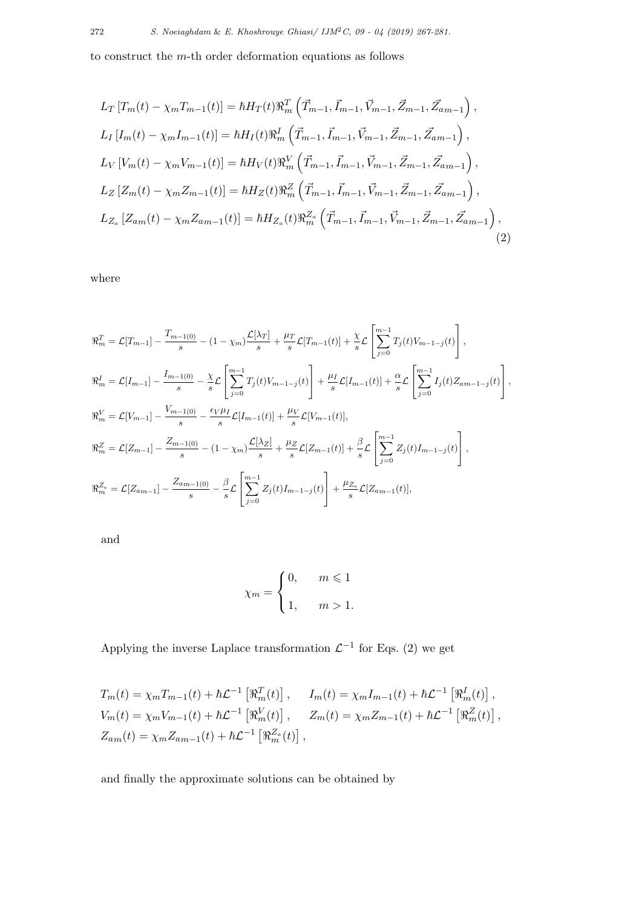to construct the $m$-th order deformation equations as follows

$$
\begin{aligned}
&L_T\left[T_m(t)-\chi_m T_{m-1}(t)\right]=\hbar H_T(t)\Re_m^T\left(\vec{T}_{m-1},\vec{I}_{m-1},\vec{V}_{m-1},\vec{Z}_{m-1},\vec{Z}_{am-1}\right),\\
&L_I\left[I_m(t)-\chi_m I_{m-1}(t)\right]=\hbar H_I(t)\Re_m^I\left(\vec{T}_{m-1},\vec{I}_{m-1},\vec{V}_{m-1},\vec{Z}_{m-1},\vec{Z}_{am-1}\right),\\
&L_V\left[V_m(t)-\chi_m V_{m-1}(t)\right]=\hbar H_V(t)\Re_m^V\left(\vec{T}_{m-1},\vec{I}_{m-1},\vec{V}_{m-1},\vec{Z}_{m-1},\vec{Z}_{am-1}\right),\\
&L_Z\left[Z_m(t)-\chi_m Z_{m-1}(t)\right]=\hbar H_Z(t)\Re_m^Z\left(\vec{T}_{m-1},\vec{I}_{m-1},\vec{V}_{m-1},\vec{Z}_{m-1},\vec{Z}_{am-1}\right),\\
&L_{Z_a}\left[Z_{am}(t)-\chi_m Z_{am-1}(t)\right]=\hbar H_{Z_a}(t)\Re_m^{Z_a}\left(\vec{T}_{m-1},\vec{I}_{m-1},\vec{V}_{m-1},\vec{Z}_{m-1},\vec{Z}_{am-1}\right),
\end{aligned}
\tag{2}
$$

where

$$
\begin{aligned}
\Re_m^T&=\mathcal{L}[T_{m-1}]-\frac{T_{m-1(0)}}{s}-(1-\chi_m)\frac{\mathcal{L}[\lambda_T]}{s}+\frac{\mu_T}{s}\mathcal{L}[T_{m-1}(t)]+\frac{\chi}{s}\mathcal{L}\left[\sum_{j=0}^{m-1}T_j(t)V_{m-1-j}(t)\right],\\
\Re_m^I&=\mathcal{L}[I_{m-1}]-\frac{I_{m-1(0)}}{s}-\frac{\chi}{s}\mathcal{L}\left[\sum_{j=0}^{m-1}T_j(t)V_{m-1-j}(t)\right]+\frac{\mu_I}{s}\mathcal{L}[I_{m-1}(t)]+\frac{\alpha}{s}\mathcal{L}\left[\sum_{j=0}^{m-1}I_j(t)Z_{am-1-j}(t)\right],\\
\Re_m^V&=\mathcal{L}[V_{m-1}]-\frac{V_{m-1(0)}}{s}-\frac{\epsilon_V\mu_I}{s}\mathcal{L}[I_{m-1}(t)]+\frac{\mu_V}{s}\mathcal{L}[V_{m-1}(t)],\\
\Re_m^Z&=\mathcal{L}[Z_{m-1}]-\frac{Z_{m-1(0)}}{s}-(1-\chi_m)\frac{\mathcal{L}[\lambda_Z]}{s}+\frac{\mu_Z}{s}\mathcal{L}[Z_{m-1}(t)]+\frac{\beta}{s}\mathcal{L}\left[\sum_{j=0}^{m-1}Z_j(t)I_{m-1-j}(t)\right],\\
\Re_m^{Z_a}&=\mathcal{L}[Z_{a_{m-1}}]-\frac{Z_{a_{m-1(0)}}}{s}-\frac{\beta}{s}\mathcal{L}\left[\sum_{j=0}^{m-1}Z_j(t)I_{m-1-j}(t)\right]+\frac{\mu_{Z_a}}{s}\mathcal{L}[Z_{a_{m-1}}(t)],
\end{aligned}
$$

and

$$
\chi_m=\begin{cases}0, & m\leqslant 1\\ 1, & m>1.\end{cases}
$$

Applying the inverse Laplace transformation $\mathcal{L}^{-1}$ for Eqs. (2) we get

$$
\begin{aligned}
&T_m(t)=\chi_m T_{m-1}(t)+\hbar\mathcal{L}^{-1}\left[\Re_m^T(t)\right], \qquad I_m(t)=\chi_m I_{m-1}(t)+\hbar\mathcal{L}^{-1}\left[\Re_m^I(t)\right],\\
&V_m(t)=\chi_m V_{m-1}(t)+\hbar\mathcal{L}^{-1}\left[\Re_m^V(t)\right], \qquad Z_m(t)=\chi_m Z_{m-1}(t)+\hbar\mathcal{L}^{-1}\left[\Re_m^Z(t)\right],\\
&Z_{am}(t)=\chi_m Z_{am-1}(t)+\hbar\mathcal{L}^{-1}\left[\Re_m^{Z_a}(t)\right],
\end{aligned}
$$

and finally the approximate solutions can be obtained by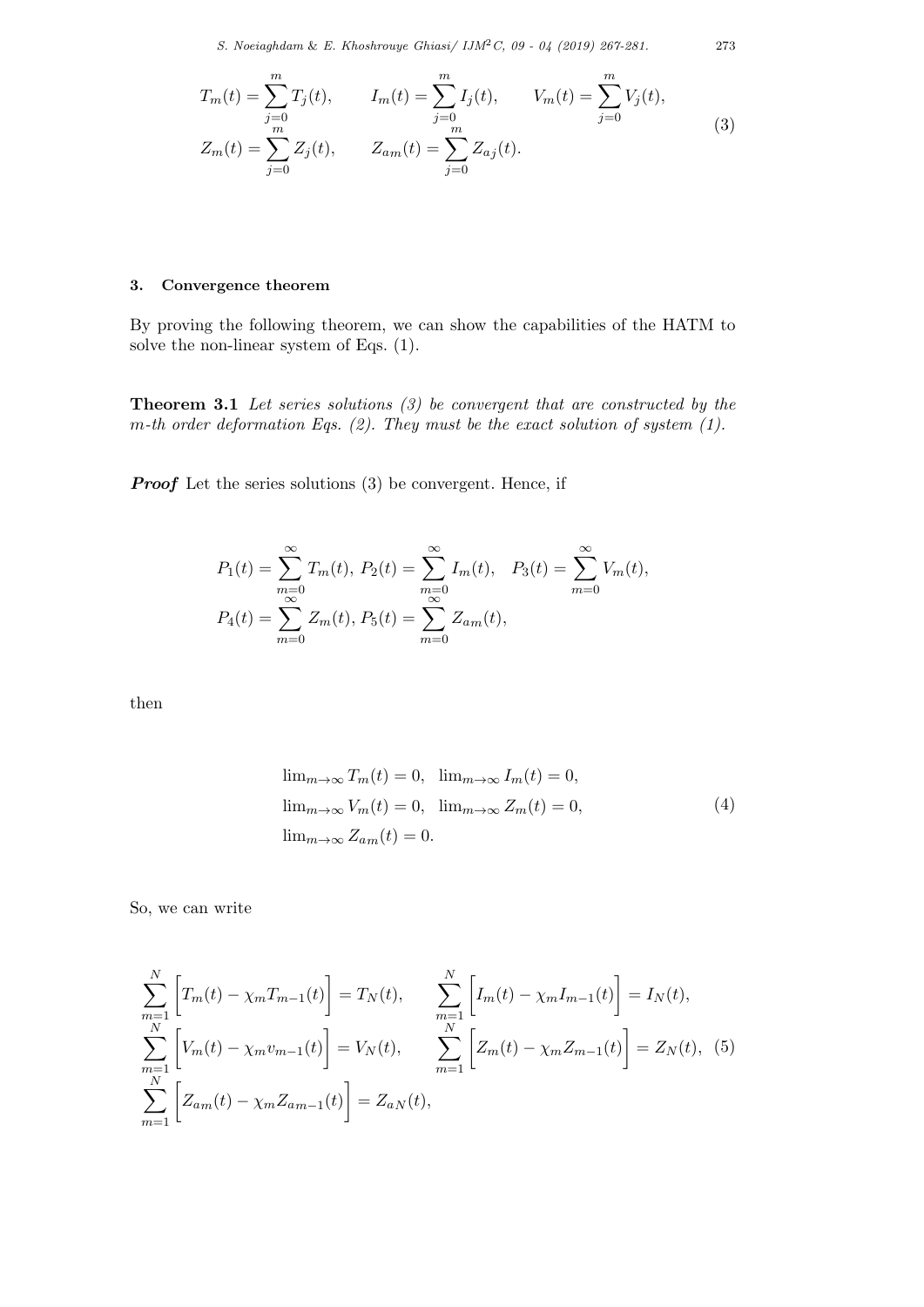$$
\begin{aligned}
T_m(t) &= \sum_{j=0}^{m} T_j(t), \qquad I_m(t) = \sum_{j=0}^{m} I_j(t), \qquad V_m(t) = \sum_{j=0}^{m} V_j(t), \\
Z_m(t) &= \sum_{j=0}^{m} Z_j(t), \qquad Z_{am}(t) = \sum_{j=0}^{m} Z_{aj}(t).
\end{aligned} \tag{3}
$$

## 3. Convergence theorem

By proving the following theorem, we can show the capabilities of the HATM to solve the non-linear system of Eqs. (1).

**Theorem 3.1** *Let series solutions (3) be convergent that are constructed by the m-th order deformation Eqs. (2). They must be the exact solution of system (1).*

***Proof*** Let the series solutions (3) be convergent. Hence, if

$$
\begin{aligned}
P_1(t) &= \sum_{m=0}^{\infty} T_m(t),\ P_2(t) = \sum_{m=0}^{\infty} I_m(t), \quad P_3(t) = \sum_{m=0}^{\infty} V_m(t), \\
P_4(t) &= \sum_{m=0}^{\infty} Z_m(t),\ P_5(t) = \sum_{m=0}^{\infty} Z_{am}(t),
\end{aligned}
$$

then

$$
\begin{aligned}
&\lim_{m\to\infty} T_m(t) = 0, \quad \lim_{m\to\infty} I_m(t) = 0, \\
&\lim_{m\to\infty} V_m(t) = 0, \quad \lim_{m\to\infty} Z_m(t) = 0, \\
&\lim_{m\to\infty} Z_{am}(t) = 0.
\end{aligned} \tag{4}
$$

So, we can write

$$
\begin{aligned}
&\sum_{m=1}^{N} \Big[ T_m(t) - \chi_m T_{m-1}(t) \Big] = T_N(t), \qquad \sum_{m=1}^{N} \Big[ I_m(t) - \chi_m I_{m-1}(t) \Big] = I_N(t), \\
&\sum_{m=1}^{N} \Big[ V_m(t) - \chi_m v_{m-1}(t) \Big] = V_N(t), \qquad \sum_{m=1}^{N} \Big[ Z_m(t) - \chi_m Z_{m-1}(t) \Big] = Z_N(t), \\
&\sum_{m=1}^{N} \Big[ Z_{am}(t) - \chi_m Z_{am-1}(t) \Big] = Z_{aN}(t),
\end{aligned} \tag{5}
$$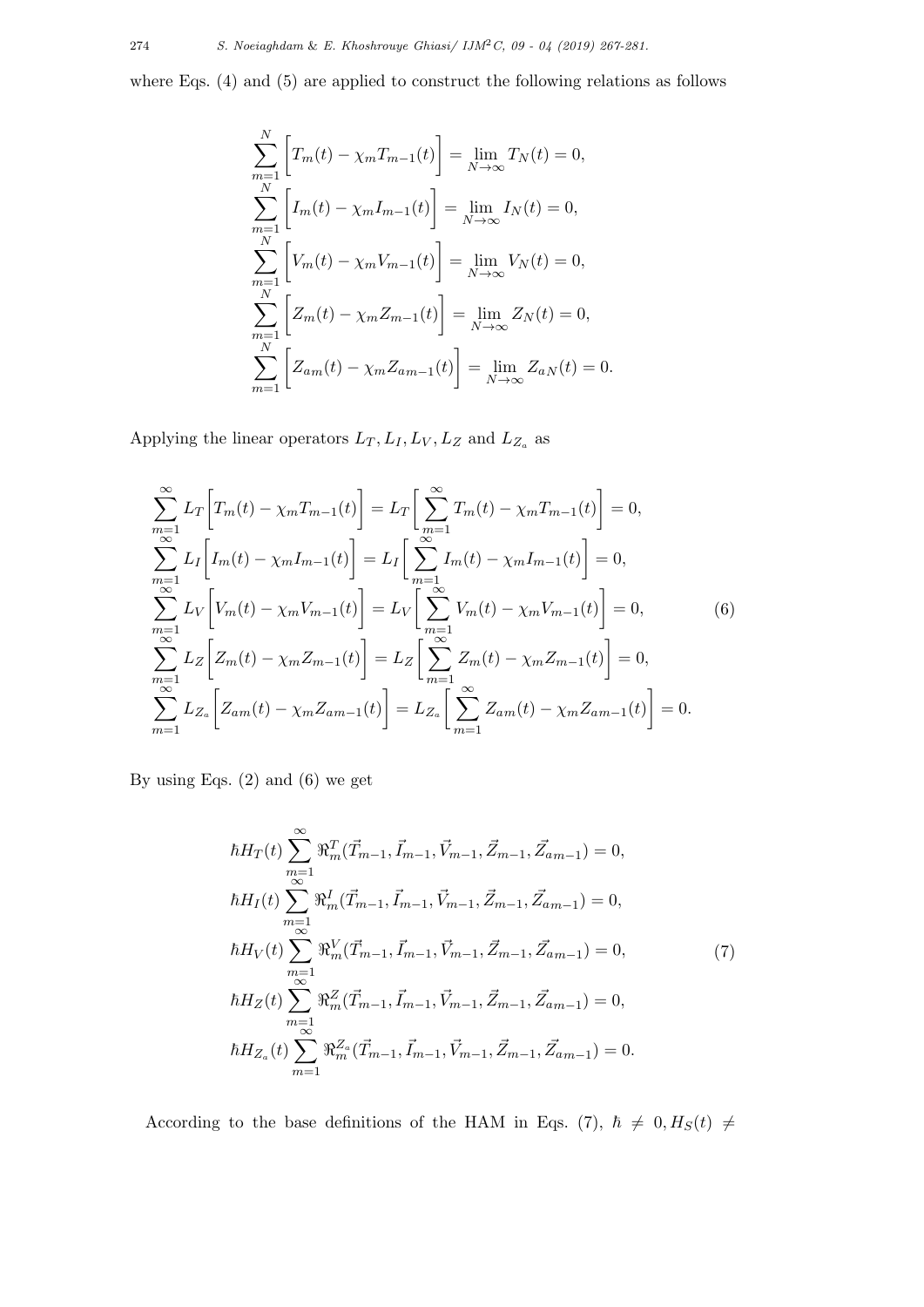where Eqs. (4) and (5) are applied to construct the following relations as follows

$$
\begin{aligned}
&\sum_{m=1}^{N}\Big[T_m(t)-\chi_m T_{m-1}(t)\Big]=\lim_{N\to\infty}T_N(t)=0,\\
&\sum_{m=1}^{N}\Big[I_m(t)-\chi_m I_{m-1}(t)\Big]=\lim_{N\to\infty}I_N(t)=0,\\
&\sum_{m=1}^{N}\Big[V_m(t)-\chi_m V_{m-1}(t)\Big]=\lim_{N\to\infty}V_N(t)=0,\\
&\sum_{m=1}^{N}\Big[Z_m(t)-\chi_m Z_{m-1}(t)\Big]=\lim_{N\to\infty}Z_N(t)=0,\\
&\sum_{m=1}^{N}\Big[Z_{am}(t)-\chi_m Z_{am-1}(t)\Big]=\lim_{N\to\infty}Z_{aN}(t)=0.
\end{aligned}
$$

Applying the linear operators $L_T, L_I, L_V, L_Z$ and $L_{Z_a}$ as

$$
\begin{aligned}
&\sum_{m=1}^{\infty}L_T\Big[T_m(t)-\chi_m T_{m-1}(t)\Big]=L_T\Big[\sum_{m=1}^{\infty}T_m(t)-\chi_m T_{m-1}(t)\Big]=0,\\
&\sum_{m=1}^{\infty}L_I\Big[I_m(t)-\chi_m I_{m-1}(t)\Big]=L_I\Big[\sum_{m=1}^{\infty}I_m(t)-\chi_m I_{m-1}(t)\Big]=0,\\
&\sum_{m=1}^{\infty}L_V\Big[V_m(t)-\chi_m V_{m-1}(t)\Big]=L_V\Big[\sum_{m=1}^{\infty}V_m(t)-\chi_m V_{m-1}(t)\Big]=0,\\
&\sum_{m=1}^{\infty}L_Z\Big[Z_m(t)-\chi_m Z_{m-1}(t)\Big]=L_Z\Big[\sum_{m=1}^{\infty}Z_m(t)-\chi_m Z_{m-1}(t)\Big]=0,\\
&\sum_{m=1}^{\infty}L_{Z_a}\Big[Z_{am}(t)-\chi_m Z_{am-1}(t)\Big]=L_{Z_a}\Big[\sum_{m=1}^{\infty}Z_{am}(t)-\chi_m Z_{am-1}(t)\Big]=0.
\end{aligned}
\tag{6}
$$

By using Eqs. (2) and (6) we get

$$
\begin{aligned}
&\hbar H_T(t)\sum_{m=1}^{\infty}\Re_m^T(\vec{T}_{m-1},\vec{I}_{m-1},\vec{V}_{m-1},\vec{Z}_{m-1},\vec{Z}_{am-1})=0,\\
&\hbar H_I(t)\sum_{m=1}^{\infty}\Re_m^I(\vec{T}_{m-1},\vec{I}_{m-1},\vec{V}_{m-1},\vec{Z}_{m-1},\vec{Z}_{am-1})=0,\\
&\hbar H_V(t)\sum_{m=1}^{\infty}\Re_m^V(\vec{T}_{m-1},\vec{I}_{m-1},\vec{V}_{m-1},\vec{Z}_{m-1},\vec{Z}_{am-1})=0,\\
&\hbar H_Z(t)\sum_{m=1}^{\infty}\Re_m^Z(\vec{T}_{m-1},\vec{I}_{m-1},\vec{V}_{m-1},\vec{Z}_{m-1},\vec{Z}_{am-1})=0,\\
&\hbar H_{Z_a}(t)\sum_{m=1}^{\infty}\Re_m^{Z_a}(\vec{T}_{m-1},\vec{I}_{m-1},\vec{V}_{m-1},\vec{Z}_{m-1},\vec{Z}_{am-1})=0.
\end{aligned}
\tag{7}
$$

According to the base definitions of the HAM in Eqs. (7), $\hbar \neq 0, H_S(t) \neq$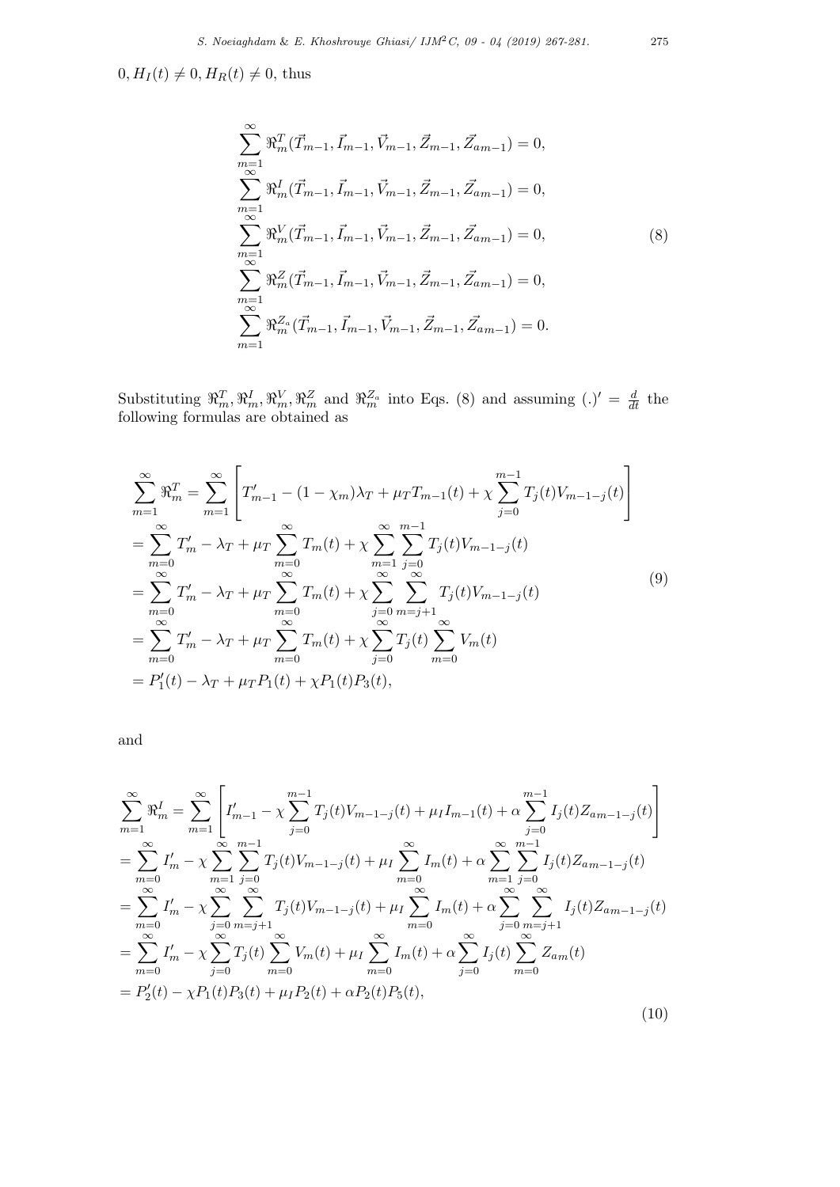$0, H_I(t) \neq 0, H_R(t) \neq 0$, thus

$$
\begin{aligned}
&\sum_{m=1}^{\infty} \Re_m^T(\vec{T}_{m-1}, \vec{I}_{m-1}, \vec{V}_{m-1}, \vec{Z}_{m-1}, \vec{Z}_{am-1}) = 0, \\
&\sum_{m=1}^{\infty} \Re_m^I(\vec{T}_{m-1}, \vec{I}_{m-1}, \vec{V}_{m-1}, \vec{Z}_{m-1}, \vec{Z}_{am-1}) = 0, \\
&\sum_{m=1}^{\infty} \Re_m^V(\vec{T}_{m-1}, \vec{I}_{m-1}, \vec{V}_{m-1}, \vec{Z}_{m-1}, \vec{Z}_{am-1}) = 0, \\
&\sum_{m=1}^{\infty} \Re_m^Z(\vec{T}_{m-1}, \vec{I}_{m-1}, \vec{V}_{m-1}, \vec{Z}_{m-1}, \vec{Z}_{am-1}) = 0, \\
&\sum_{m=1}^{\infty} \Re_m^{Z_a}(\vec{T}_{m-1}, \vec{I}_{m-1}, \vec{V}_{m-1}, \vec{Z}_{m-1}, \vec{Z}_{am-1}) = 0.
\end{aligned}
\tag{8}
$$

Substituting $\Re_m^T, \Re_m^I, \Re_m^V, \Re_m^Z$ and $\Re_m^{Z_a}$ into Eqs. (8) and assuming $(.)' = \frac{d}{dt}$ the following formulas are obtained as

$$
\begin{aligned}
&\sum_{m=1}^{\infty} \Re_m^T = \sum_{m=1}^{\infty} \left[ T'_{m-1} - (1-\chi_m)\lambda_T + \mu_T T_{m-1}(t) + \chi \sum_{j=0}^{m-1} T_j(t) V_{m-1-j}(t) \right] \\
&= \sum_{m=0}^{\infty} T'_m - \lambda_T + \mu_T \sum_{m=0}^{\infty} T_m(t) + \chi \sum_{m=1}^{\infty} \sum_{j=0}^{m-1} T_j(t) V_{m-1-j}(t) \\
&= \sum_{m=0}^{\infty} T'_m - \lambda_T + \mu_T \sum_{m=0}^{\infty} T_m(t) + \chi \sum_{j=0}^{\infty} \sum_{m=j+1}^{\infty} T_j(t) V_{m-1-j}(t) \\
&= \sum_{m=0}^{\infty} T'_m - \lambda_T + \mu_T \sum_{m=0}^{\infty} T_m(t) + \chi \sum_{j=0}^{\infty} T_j(t) \sum_{m=0}^{\infty} V_m(t) \\
&= P'_1(t) - \lambda_T + \mu_T P_1(t) + \chi P_1(t) P_3(t),
\end{aligned}
\tag{9}
$$

and

$$
\begin{aligned}
&\sum_{m=1}^{\infty} \Re_m^I = \sum_{m=1}^{\infty} \left[ I'_{m-1} - \chi \sum_{j=0}^{m-1} T_j(t) V_{m-1-j}(t) + \mu_I I_{m-1}(t) + \alpha \sum_{j=0}^{m-1} I_j(t) Z_{am-1-j}(t) \right] \\
&= \sum_{m=0}^{\infty} I'_m - \chi \sum_{m=1}^{\infty} \sum_{j=0}^{m-1} T_j(t) V_{m-1-j}(t) + \mu_I \sum_{m=0}^{\infty} I_m(t) + \alpha \sum_{m=1}^{\infty} \sum_{j=0}^{m-1} I_j(t) Z_{am-1-j}(t) \\
&= \sum_{m=0}^{\infty} I'_m - \chi \sum_{j=0}^{\infty} \sum_{m=j+1}^{\infty} T_j(t) V_{m-1-j}(t) + \mu_I \sum_{m=0}^{\infty} I_m(t) + \alpha \sum_{j=0}^{\infty} \sum_{m=j+1}^{\infty} I_j(t) Z_{am-1-j}(t) \\
&= \sum_{m=0}^{\infty} I'_m - \chi \sum_{j=0}^{\infty} T_j(t) \sum_{m=0}^{\infty} V_m(t) + \mu_I \sum_{m=0}^{\infty} I_m(t) + \alpha \sum_{j=0}^{\infty} I_j(t) \sum_{m=0}^{\infty} Z_{am}(t) \\
&= P'_2(t) - \chi P_1(t) P_3(t) + \mu_I P_2(t) + \alpha P_2(t) P_5(t),
\end{aligned}
\tag{10}
$$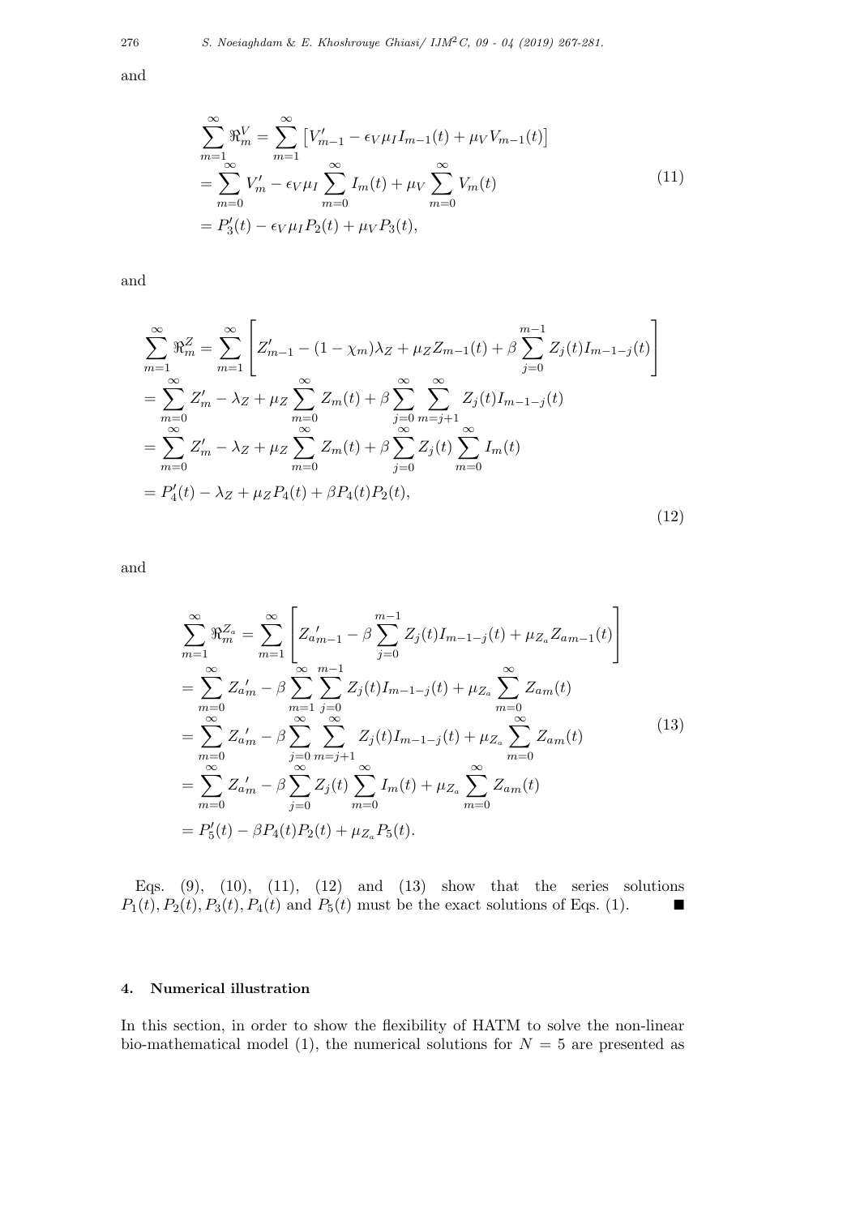and

$$
\begin{aligned}
\sum_{m=1}^{\infty} \Re_m^V &= \sum_{m=1}^{\infty} \left[ V'_{m-1} - \epsilon_V \mu_I I_{m-1}(t) + \mu_V V_{m-1}(t) \right] \\
&= \sum_{m=0}^{\infty} V'_m - \epsilon_V \mu_I \sum_{m=0}^{\infty} I_m(t) + \mu_V \sum_{m=0}^{\infty} V_m(t) \\
&= P'_3(t) - \epsilon_V \mu_I P_2(t) + \mu_V P_3(t),
\end{aligned} \tag{11}
$$

and

$$
\begin{aligned}
\sum_{m=1}^{\infty} \Re_m^Z &= \sum_{m=1}^{\infty} \left[ Z'_{m-1} - (1-\chi_m)\lambda_Z + \mu_Z Z_{m-1}(t) + \beta \sum_{j=0}^{m-1} Z_j(t) I_{m-1-j}(t) \right] \\
&= \sum_{m=0}^{\infty} Z'_m - \lambda_Z + \mu_Z \sum_{m=0}^{\infty} Z_m(t) + \beta \sum_{j=0}^{\infty} \sum_{m=j+1}^{\infty} Z_j(t) I_{m-1-j}(t) \\
&= \sum_{m=0}^{\infty} Z'_m - \lambda_Z + \mu_Z \sum_{m=0}^{\infty} Z_m(t) + \beta \sum_{j=0}^{\infty} Z_j(t) \sum_{m=0}^{\infty} I_m(t) \\
&= P'_4(t) - \lambda_Z + \mu_Z P_4(t) + \beta P_4(t) P_2(t),
\end{aligned} \tag{12}
$$

and

$$
\begin{aligned}
\sum_{m=1}^{\infty} \Re_m^{Z_a} &= \sum_{m=1}^{\infty} \left[ {Z_a}'_{m-1} - \beta \sum_{j=0}^{m-1} Z_j(t) I_{m-1-j}(t) + \mu_{Z_a} Z_{a\,m-1}(t) \right] \\
&= \sum_{m=0}^{\infty} {Z_a}'_m - \beta \sum_{m=1}^{\infty} \sum_{j=0}^{m-1} Z_j(t) I_{m-1-j}(t) + \mu_{Z_a} \sum_{m=0}^{\infty} Z_{a\,m}(t) \\
&= \sum_{m=0}^{\infty} {Z_a}'_m - \beta \sum_{j=0}^{\infty} \sum_{m=j+1}^{\infty} Z_j(t) I_{m-1-j}(t) + \mu_{Z_a} \sum_{m=0}^{\infty} Z_{a\,m}(t) \\
&= \sum_{m=0}^{\infty} {Z_a}'_m - \beta \sum_{j=0}^{\infty} Z_j(t) \sum_{m=0}^{\infty} I_m(t) + \mu_{Z_a} \sum_{m=0}^{\infty} Z_{a\,m}(t) \\
&= P'_5(t) - \beta P_4(t) P_2(t) + \mu_{Z_a} P_5(t).
\end{aligned} \tag{13}
$$

Eqs. (9), (10), (11), (12) and (13) show that the series solutions $P_1(t), P_2(t), P_3(t), P_4(t)$ and $P_5(t)$ must be the exact solutions of Eqs. (1). ■

## 4. Numerical illustration

In this section, in order to show the flexibility of HATM to solve the non-linear bio-mathematical model (1), the numerical solutions for $N = 5$ are presented as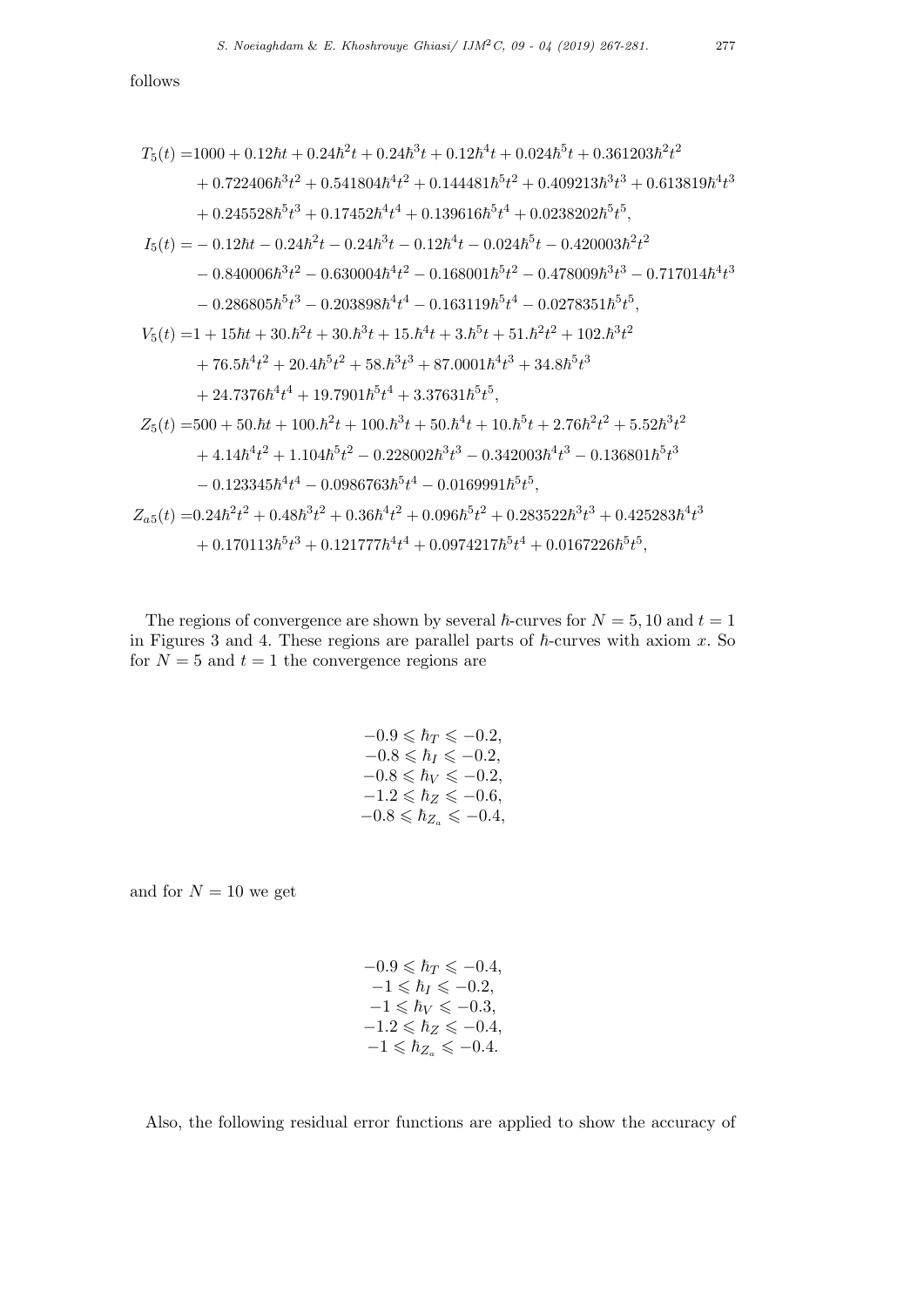follows

$$
\begin{aligned}
T_5(t) =&1000 + 0.12\hbar t + 0.24\hbar^2 t + 0.24\hbar^3 t + 0.12\hbar^4 t + 0.024\hbar^5 t + 0.361203\hbar^2 t^2 \\
&+ 0.722406\hbar^3 t^2 + 0.541804\hbar^4 t^2 + 0.144481\hbar^5 t^2 + 0.409213\hbar^3 t^3 + 0.613819\hbar^4 t^3 \\
&+ 0.245528\hbar^5 t^3 + 0.17452\hbar^4 t^4 + 0.139616\hbar^5 t^4 + 0.0238202\hbar^5 t^5, \\
I_5(t) =& - 0.12\hbar t - 0.24\hbar^2 t - 0.24\hbar^3 t - 0.12\hbar^4 t - 0.024\hbar^5 t - 0.420003\hbar^2 t^2 \\
&- 0.840006\hbar^3 t^2 - 0.630004\hbar^4 t^2 - 0.168001\hbar^5 t^2 - 0.478009\hbar^3 t^3 - 0.717014\hbar^4 t^3 \\
&- 0.286805\hbar^5 t^3 - 0.203898\hbar^4 t^4 - 0.163119\hbar^5 t^4 - 0.0278351\hbar^5 t^5, \\
V_5(t) =&1 + 15\hbar t + 30.\hbar^2 t + 30.\hbar^3 t + 15.\hbar^4 t + 3.\hbar^5 t + 51.\hbar^2 t^2 + 102.\hbar^3 t^2 \\
&+ 76.5\hbar^4 t^2 + 20.4\hbar^5 t^2 + 58.\hbar^3 t^3 + 87.0001\hbar^4 t^3 + 34.8\hbar^5 t^3 \\
&+ 24.7376\hbar^4 t^4 + 19.7901\hbar^5 t^4 + 3.37631\hbar^5 t^5, \\
Z_5(t) =&500 + 50.\hbar t + 100.\hbar^2 t + 100.\hbar^3 t + 50.\hbar^4 t + 10.\hbar^5 t + 2.76\hbar^2 t^2 + 5.52\hbar^3 t^2 \\
&+ 4.14\hbar^4 t^2 + 1.104\hbar^5 t^2 - 0.228002\hbar^3 t^3 - 0.342003\hbar^4 t^3 - 0.136801\hbar^5 t^3 \\
&- 0.123345\hbar^4 t^4 - 0.0986763\hbar^5 t^4 - 0.0169991\hbar^5 t^5, \\
Z_{a5}(t) =&0.24\hbar^2 t^2 + 0.48\hbar^3 t^2 + 0.36\hbar^4 t^2 + 0.096\hbar^5 t^2 + 0.283522\hbar^3 t^3 + 0.425283\hbar^4 t^3 \\
&+ 0.170113\hbar^5 t^3 + 0.121777\hbar^4 t^4 + 0.0974217\hbar^5 t^4 + 0.0167226\hbar^5 t^5,
\end{aligned}
$$

The regions of convergence are shown by several $\hbar$-curves for $N = 5, 10$ and $t = 1$ in Figures 3 and 4. These regions are parallel parts of $\hbar$-curves with axiom $x$. So for $N = 5$ and $t = 1$ the convergence regions are

$$
\begin{aligned}
-0.9 \leqslant \hbar_T \leqslant -0.2, \\
-0.8 \leqslant \hbar_I \leqslant -0.2, \\
-0.8 \leqslant \hbar_V \leqslant -0.2, \\
-1.2 \leqslant \hbar_Z \leqslant -0.6, \\
-0.8 \leqslant \hbar_{Z_a} \leqslant -0.4,
\end{aligned}
$$

and for $N = 10$ we get

$$
\begin{aligned}
-0.9 \leqslant \hbar_T \leqslant -0.4, \\
-1 \leqslant \hbar_I \leqslant -0.2, \\
-1 \leqslant \hbar_V \leqslant -0.3, \\
-1.2 \leqslant \hbar_Z \leqslant -0.4, \\
-1 \leqslant \hbar_{Z_a} \leqslant -0.4.
\end{aligned}
$$

Also, the following residual error functions are applied to show the accuracy of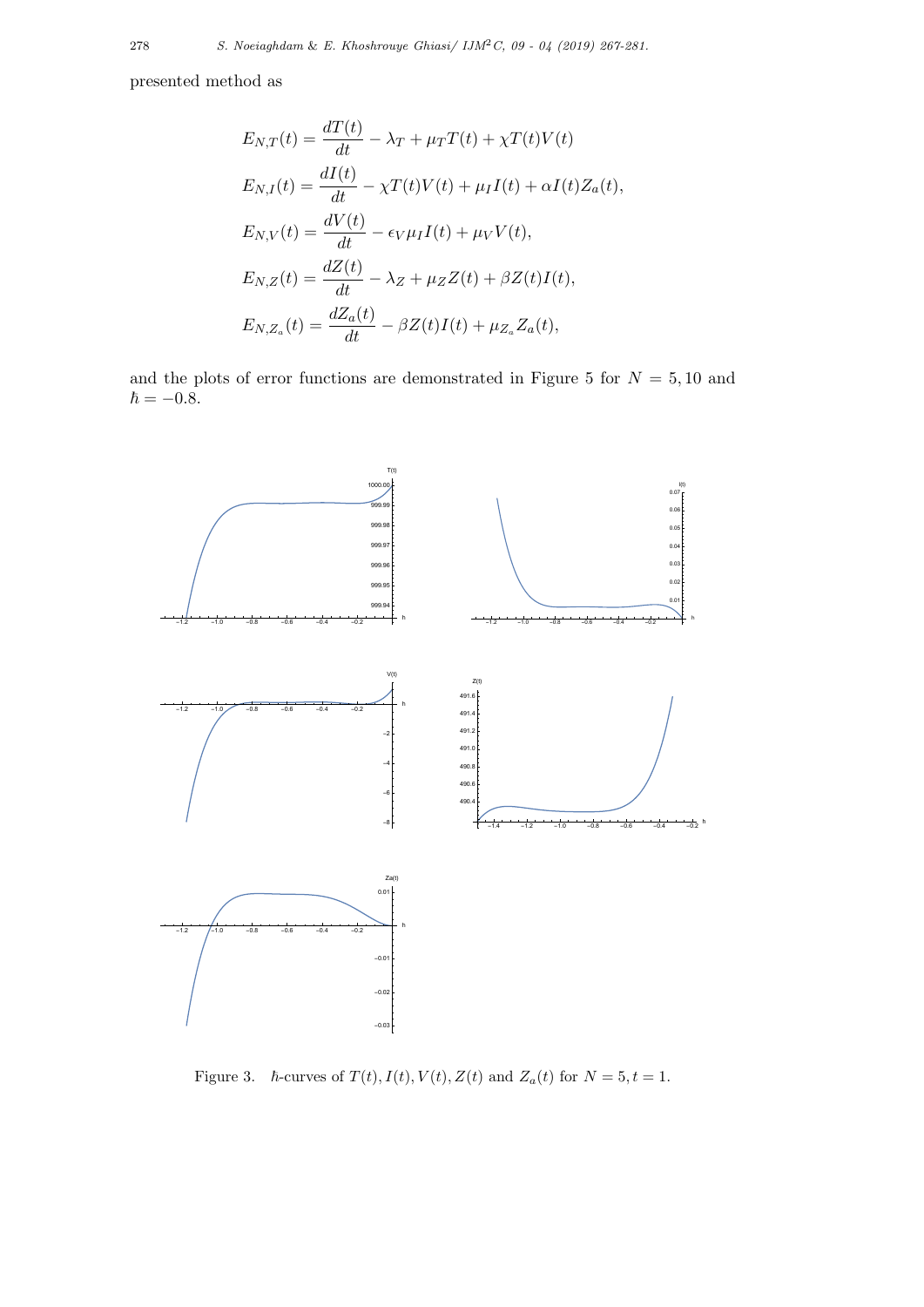presented method as

$$
\begin{aligned}
E_{N,T}(t) &= \frac{dT(t)}{dt} - \lambda_T + \mu_T T(t) + \chi T(t)V(t) \\
E_{N,I}(t) &= \frac{dI(t)}{dt} - \chi T(t)V(t) + \mu_I I(t) + \alpha I(t)Z_a(t), \\
E_{N,V}(t) &= \frac{dV(t)}{dt} - \epsilon_V \mu_I I(t) + \mu_V V(t), \\
E_{N,Z}(t) &= \frac{dZ(t)}{dt} - \lambda_Z + \mu_Z Z(t) + \beta Z(t)I(t), \\
E_{N,Z_a}(t) &= \frac{dZ_a(t)}{dt} - \beta Z(t)I(t) + \mu_{Z_a} Z_a(t),
\end{aligned}
$$

and the plots of error functions are demonstrated in Figure 5 for $N = 5, 10$ and $\hbar = -0.8$.

Figure 3. $\hbar$-curves of $T(t), I(t), V(t), Z(t)$ and $Z_a(t)$ for $N = 5, t = 1$.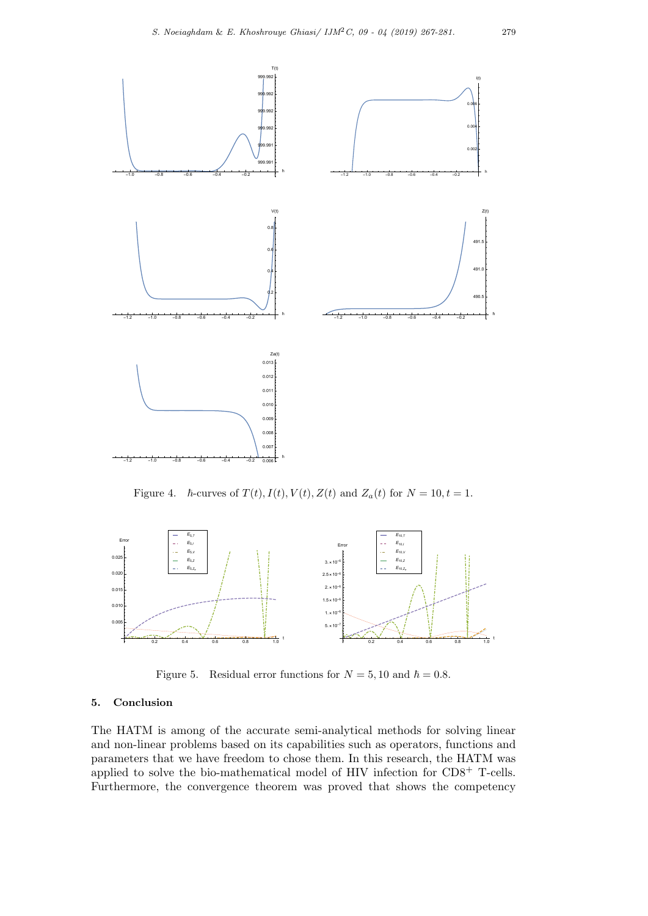Figure 4. $\hbar$-curves of $T(t), I(t), V(t), Z(t)$ and $Z_a(t)$ for $N = 10, t = 1$.

Figure 5. Residual error functions for $N = 5, 10$ and $\hbar = 0.8$.

## 5. Conclusion

The HATM is among of the accurate semi-analytical methods for solving linear and non-linear problems based on its capabilities such as operators, functions and parameters that we have freedom to chose them. In this research, the HATM was applied to solve the bio-mathematical model of HIV infection for $CD8^+$ T-cells. Furthermore, the convergence theorem was proved that shows the competency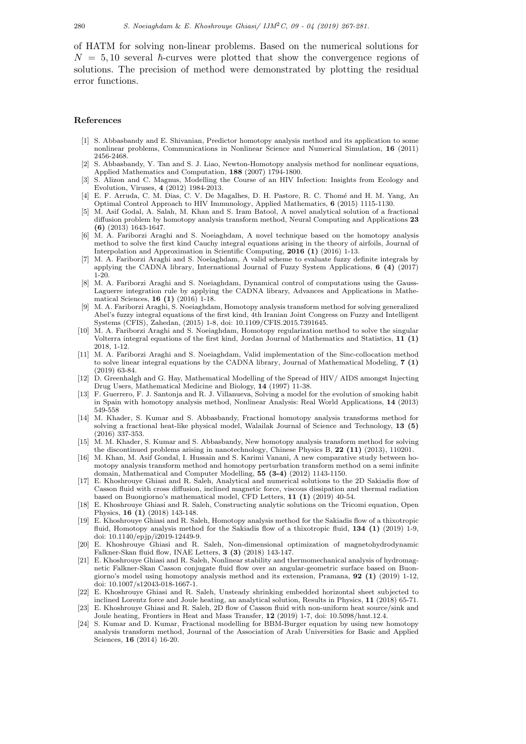of HATM for solving non-linear problems. Based on the numerical solutions for $N = 5, 10$ several $\hbar$-curves were plotted that show the convergence regions of solutions. The precision of method were demonstrated by plotting the residual error functions.

## References

[1] S. Abbasbandy and E. Shivanian, Predictor homotopy analysis method and its application to some nonlinear problems, Communications in Nonlinear Science and Numerical Simulation, **16** (2011) 2456-2468.

[2] S. Abbasbandy, Y. Tan and S. J. Liao, Newton-Homotopy analysis method for nonlinear equations, Applied Mathematics and Computation, **188** (2007) 1794-1800.

[3] S. Alizon and C. Magnus, Modelling the Course of an HIV Infection: Insights from Ecology and Evolution, Viruses, **4** (2012) 1984-2013.

[4] E. F. Arruda, C. M. Dias, C. V. De Magalhes, D. H. Pastore, R. C. Thomé and H. M. Yang, An Optimal Control Approach to HIV Immunology, Applied Mathematics, **6** (2015) 1115-1130.

[5] M. Asif Godal, A. Salah, M. Khan and S. Iram Batool, A novel analytical solution of a fractional diffusion problem by homotopy analysis transform method, Neural Computing and Applications **23 (6)** (2013) 1643-1647.

[6] M. A. Fariborzi Araghi and S. Noeiaghdam, A novel technique based on the homotopy analysis method to solve the first kind Cauchy integral equations arising in the theory of airfoils, Journal of Interpolation and Approximation in Scientific Computing, **2016 (1)** (2016) 1-13.

[7] M. A. Fariborzi Araghi and S. Noeiaghdam, A valid scheme to evaluate fuzzy definite integrals by applying the CADNA library, International Journal of Fuzzy System Applications, **6 (4)** (2017) 1-20.

[8] M. A. Fariborzi Araghi and S. Noeiaghdam, Dynamical control of computations using the Gauss-Laguerre integration rule by applying the CADNA library, Advances and Applications in Mathematical Sciences, **16 (1)** (2016) 1-18.

[9] M. A. Fariborzi Araghi, S. Noeiaghdam, Homotopy analysis transform method for solving generalized Abel's fuzzy integral equations of the first kind, 4th Iranian Joint Congress on Fuzzy and Intelligent Systems (CFIS), Zahedan, (2015) 1-8, doi: 10.1109/CFIS.2015.7391645.

[10] M. A. Fariborzi Araghi and S. Noeiaghdam, Homotopy regularization method to solve the singular Volterra integral equations of the first kind, Jordan Journal of Mathematics and Statistics, **11 (1)** 2018, 1-12.

[11] M. A. Fariborzi Araghi and S. Noeiaghdam, Valid implementation of the Sinc-collocation method to solve linear integral equations by the CADNA library, Journal of Mathematical Modeling, **7 (1)** (2019) 63-84.

[12] D. Greenhalgh and G. Hay, Mathematical Modelling of the Spread of HIV/ AIDS amongst Injecting Drug Users, Mathematical Medicine and Biology, **14** (1997) 11-38.

[13] F. Guerrero, F. J. Santonja and R. J. Villanueva, Solving a model for the evolution of smoking habit in Spain with homotopy analysis method, Nonlinear Analysis: Real World Applications, **14** (2013) 549-558

[14] M. Khader, S. Kumar and S. Abbasbandy, Fractional homotopy analysis transforms method for solving a fractional heat-like physical model, Walailak Journal of Science and Technology, **13 (5)** (2016) 337-353.

[15] M. M. Khader, S. Kumar and S. Abbasbandy, New homotopy analysis transform method for solving the discontinued problems arising in nanotechnology, Chinese Physics B, **22 (11)** (2013), 110201.

[16] M. Khan, M. Asif Gondal, I. Hussain and S. Karimi Vanani, A new comparative study between homotopy analysis transform method and homotopy perturbation transform method on a semi infinite domain, Mathematical and Computer Modelling, **55 (3-4)** (2012) 1143-1150.

[17] E. Khoshrouye Ghiasi and R. Saleh, Analytical and numerical solutions to the 2D Sakiadis flow of Casson fluid with cross diffusion, inclined magnetic force, viscous dissipation and thermal radiation based on Buongiorno's mathematical model, CFD Letters, **11 (1)** (2019) 40-54.

[18] E. Khoshrouye Ghiasi and R. Saleh, Constructing analytic solutions on the Tricomi equation, Open Physics, **16 (1)** (2018) 143-148.

[19] E. Khoshrouye Ghiasi and R. Saleh, Homotopy analysis method for the Sakiadis flow of a thixotropic fluid, Homotopy analysis method for the Sakiadis flow of a thixotropic fluid, **134 (1)** (2019) 1-9, doi: 10.1140/epjp/i2019-12449-9.

[20] E. Khoshrouye Ghiasi and R. Saleh, Non-dimensional optimization of magnetohydrodynamic Falkner-Skan fluid flow, INAE Letters, **3 (3)** (2018) 143-147.

[21] E. Khoshrouye Ghiasi and R. Saleh, Nonlinear stability and thermomechanical analysis of hydromagnetic Falkner-Skan Casson conjugate fluid flow over an angular-geometric surface based on Buongiorno's model using homotopy analysis method and its extension, Pramana, **92 (1)** (2019) 1-12, doi: 10.1007/s12043-018-1667-1.

[22] E. Khoshrouye Ghiasi and R. Saleh, Unsteady shrinking embedded horizontal sheet subjected to inclined Lorentz force and Joule heating, an analytical solution, Results in Physics, **11** (2018) 65-71.

[23] E. Khoshrouye Ghiasi and R. Saleh, 2D flow of Casson fluid with non-uniform heat source/sink and Joule heating, Frontiers in Heat and Mass Transfer, **12** (2019) 1-7, doi: 10.5098/hmt.12.4.

[24] S. Kumar and D. Kumar, Fractional modelling for BBM-Burger equation by using new homotopy analysis transform method, Journal of the Association of Arab Universities for Basic and Applied Sciences, **16** (2014) 16-20.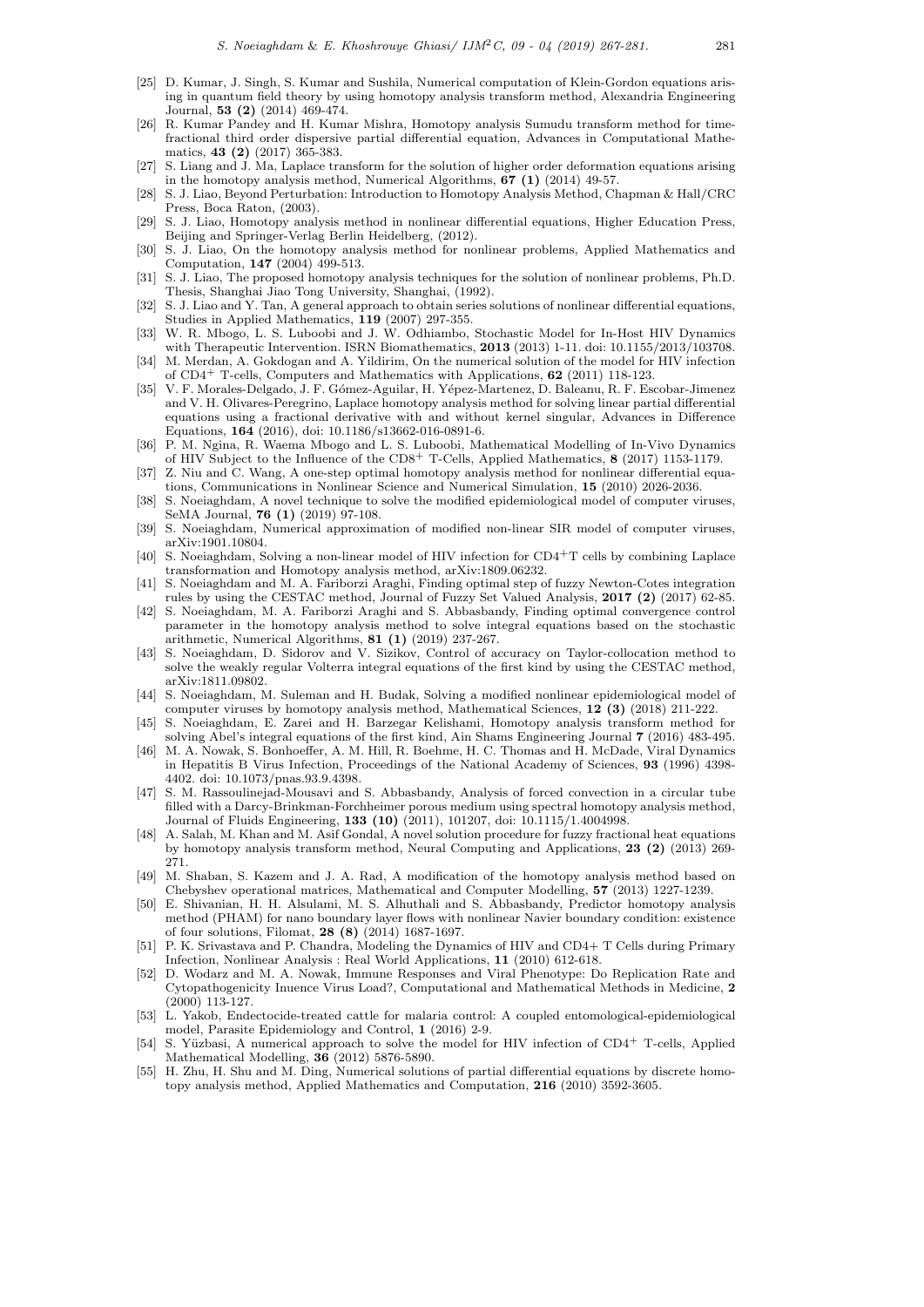[25] D. Kumar, J. Singh, S. Kumar and Sushila, Numerical computation of Klein-Gordon equations arising in quantum field theory by using homotopy analysis transform method, Alexandria Engineering Journal, **53 (2)** (2014) 469-474.

[26] R. Kumar Pandey and H. Kumar Mishra, Homotopy analysis Sumudu transform method for time-fractional third order dispersive partial differential equation, Advances in Computational Mathematics, **43 (2)** (2017) 365-383.

[27] S. Liang and J. Ma, Laplace transform for the solution of higher order deformation equations arising in the homotopy analysis method, Numerical Algorithms, **67 (1)** (2014) 49-57.

[28] S. J. Liao, Beyond Perturbation: Introduction to Homotopy Analysis Method, Chapman & Hall/CRC Press, Boca Raton, (2003).

[29] S. J. Liao, Homotopy analysis method in nonlinear differential equations, Higher Education Press, Beijing and Springer-Verlag Berlin Heidelberg, (2012).

[30] S. J. Liao, On the homotopy analysis method for nonlinear problems, Applied Mathematics and Computation, **147** (2004) 499-513.

[31] S. J. Liao, The proposed homotopy analysis techniques for the solution of nonlinear problems, Ph.D. Thesis, Shanghai Jiao Tong University, Shanghai, (1992).

[32] S. J. Liao and Y. Tan, A general approach to obtain series solutions of nonlinear differential equations, Studies in Applied Mathematics, **119** (2007) 297-355.

[33] W. R. Mbogo, L. S. Luboobi and J. W. Odhiambo, Stochastic Model for In-Host HIV Dynamics with Therapeutic Intervention. ISRN Biomathematics, **2013** (2013) 1-11. doi: 10.1155/2013/103708.

[34] M. Merdan, A. Gokdogan and A. Yildirim, On the numerical solution of the model for HIV infection of $CD4^+$ T-cells, Computers and Mathematics with Applications, **62** (2011) 118-123.

[35] V. F. Morales-Delgado, J. F. Gómez-Aguilar, H. Yépez-Martenez, D. Baleanu, R. F. Escobar-Jimenez and V. H. Olivares-Peregrino, Laplace homotopy analysis method for solving linear partial differential equations using a fractional derivative with and without kernel singular, Advances in Difference Equations, **164** (2016), doi: 10.1186/s13662-016-0891-6.

[36] P. M. Ngina, R. Waema Mbogo and L. S. Luboobi, Mathematical Modelling of In-Vivo Dynamics of HIV Subject to the Influence of the $CD8^+$ T-Cells, Applied Mathematics, **8** (2017) 1153-1179.

[37] Z. Niu and C. Wang, A one-step optimal homotopy analysis method for nonlinear differential equations, Communications in Nonlinear Science and Numerical Simulation, **15** (2010) 2026-2036.

[38] S. Noeiaghdam, A novel technique to solve the modified epidemiological model of computer viruses, SeMA Journal, **76 (1)** (2019) 97-108.

[39] S. Noeiaghdam, Numerical approximation of modified non-linear SIR model of computer viruses, arXiv:1901.10804.

[40] S. Noeiaghdam, Solving a non-linear model of HIV infection for $CD4^+$T cells by combining Laplace transformation and Homotopy analysis method, arXiv:1809.06232.

[41] S. Noeiaghdam and M. A. Fariborzi Araghi, Finding optimal step of fuzzy Newton-Cotes integration rules by using the CESTAC method, Journal of Fuzzy Set Valued Analysis, **2017 (2)** (2017) 62-85.

[42] S. Noeiaghdam, M. A. Fariborzi Araghi and S. Abbasbandy, Finding optimal convergence control parameter in the homotopy analysis method to solve integral equations based on the stochastic arithmetic, Numerical Algorithms, **81 (1)** (2019) 237-267.

[43] S. Noeiaghdam, D. Sidorov and V. Sizikov, Control of accuracy on Taylor-collocation method to solve the weakly regular Volterra integral equations of the first kind by using the CESTAC method, arXiv:1811.09802.

[44] S. Noeiaghdam, M. Suleman and H. Budak, Solving a modified nonlinear epidemiological model of computer viruses by homotopy analysis method, Mathematical Sciences, **12 (3)** (2018) 211-222.

[45] S. Noeiaghdam, E. Zarei and H. Barzegar Kelishami, Homotopy analysis transform method for solving Abel's integral equations of the first kind, Ain Shams Engineering Journal **7** (2016) 483-495.

[46] M. A. Nowak, S. Bonhoeffer, A. M. Hill, R. Boehme, H. C. Thomas and H. McDade, Viral Dynamics in Hepatitis B Virus Infection, Proceedings of the National Academy of Sciences, **93** (1996) 4398-4402. doi: 10.1073/pnas.93.9.4398.

[47] S. M. Rassoulinejad-Mousavi and S. Abbasbandy, Analysis of forced convection in a circular tube filled with a Darcy-Brinkman-Forchheimer porous medium using spectral homotopy analysis method, Journal of Fluids Engineering, **133 (10)** (2011), 101207, doi: 10.1115/1.4004998.

[48] A. Salah, M. Khan and M. Asif Gondal, A novel solution procedure for fuzzy fractional heat equations by homotopy analysis transform method, Neural Computing and Applications, **23 (2)** (2013) 269-271.

[49] M. Shaban, S. Kazem and J. A. Rad, A modification of the homotopy analysis method based on Chebyshev operational matrices, Mathematical and Computer Modelling, **57** (2013) 1227-1239.

[50] E. Shivanian, H. H. Alsulami, M. S. Alhuthali and S. Abbasbandy, Predictor homotopy analysis method (PHAM) for nano boundary layer flows with nonlinear Navier boundary condition: existence of four solutions, Filomat, **28 (8)** (2014) 1687-1697.

[51] P. K. Srivastava and P. Chandra, Modeling the Dynamics of HIV and CD4+ T Cells during Primary Infection, Nonlinear Analysis : Real World Applications, **11** (2010) 612-618.

[52] D. Wodarz and M. A. Nowak : Immune Responses and Viral Phenotype: Do Replication Rate and Cytopathogenicity Inuence Virus Load?, Computational and Mathematical Methods in Medicine, **2** (2000) 113-127.

[53] L. Yakob, Endectocide-treated cattle for malaria control: A coupled entomological-epidemiological model, Parasite Epidemiology and Control, **1** (2016) 2-9.

[54] S. Yüzbasi, A numerical approach to solve the model for HIV infection of $CD4^+$ T-cells, Applied Mathematical Modelling, **36** (2012) 5876-5890.

[55] H. Zhu, H. Shu and M. Ding, Numerical solutions of partial differential equations by discrete homotopy analysis method, Applied Mathematics and Computation, **216** (2010) 3592-3605.